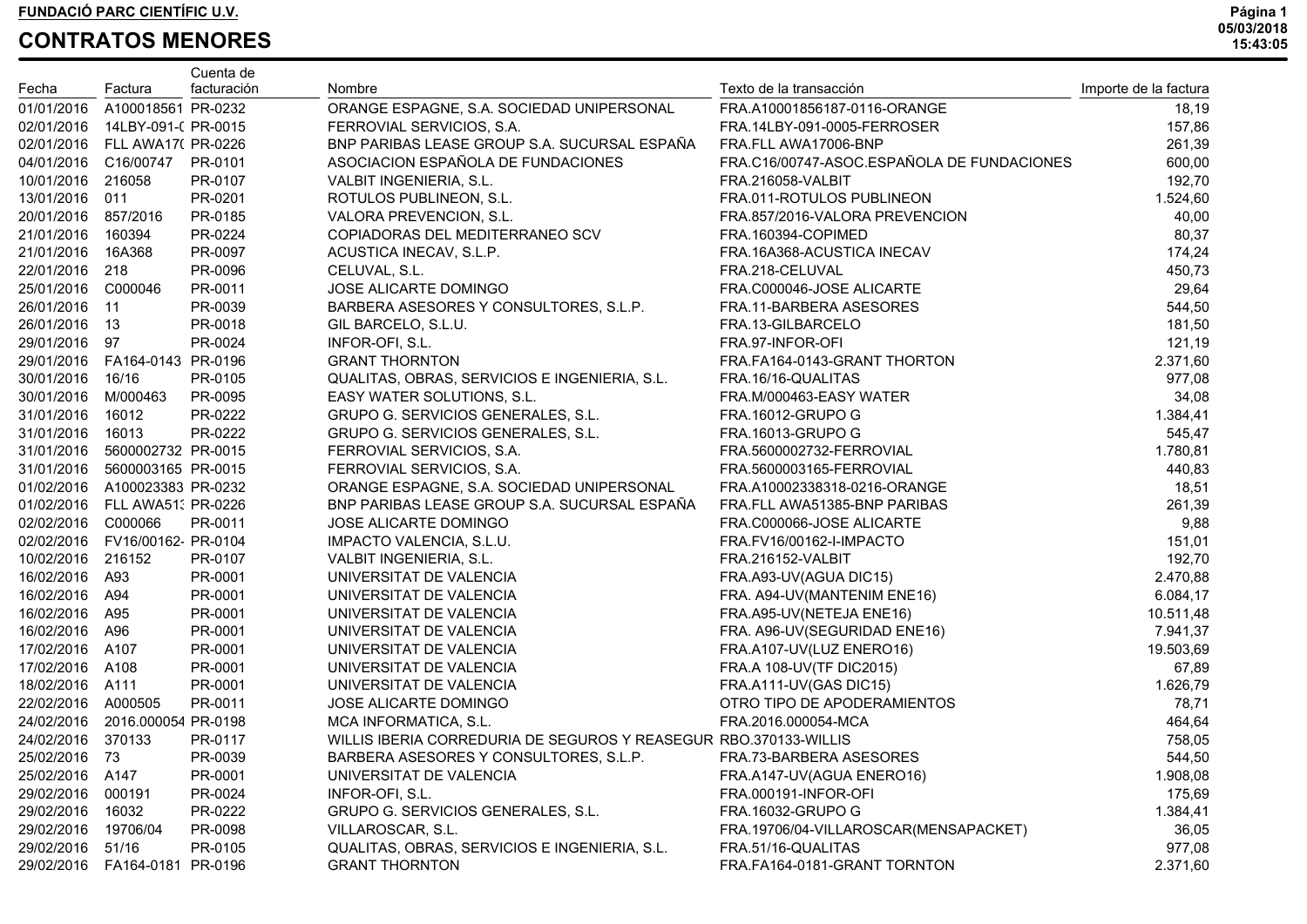**FUNDACIÓ PARC CIENTÍFIC U.V.**

# CONTRATOS MENORES

| Fecha | Factura | Cuenta de facturación | Nombre | Texto de la transacción | Importe de la factura |
|---|---|---|---|---|---|
| 01/01/2016 | A100018561 | PR-0232 | ORANGE ESPAGNE, S.A. SOCIEDAD UNIPERSONAL | FRA.A10001856187-0116-ORANGE | 18,19 |
| 02/01/2016 | 14LBY-091-( | PR-0015 | FERROVIAL SERVICIOS, S.A. | FRA.14LBY-091-0005-FERROSER | 157,86 |
| 02/01/2016 | FLL AWA17( | PR-0226 | BNP PARIBAS LEASE GROUP S.A. SUCURSAL ESPAÑA | FRA.FLL AWA17006-BNP | 261,39 |
| 04/01/2016 | C16/00747 | PR-0101 | ASOCIACION ESPAÑOLA DE FUNDACIONES | FRA.C16/00747-ASOC.ESPAÑOLA DE FUNDACIONES | 600,00 |
| 10/01/2016 | 216058 | PR-0107 | VALBIT INGENIERIA, S.L. | FRA.216058-VALBIT | 192,70 |
| 13/01/2016 | 011 | PR-0201 | ROTULOS PUBLINEON, S.L. | FRA.011-ROTULOS PUBLINEON | 1.524,60 |
| 20/01/2016 | 857/2016 | PR-0185 | VALORA PREVENCION, S.L. | FRA.857/2016-VALORA PREVENCION | 40,00 |
| 21/01/2016 | 160394 | PR-0224 | COPIADORAS DEL MEDITERRANEO SCV | FRA.160394-COPIMED | 80,37 |
| 21/01/2016 | 16A368 | PR-0097 | ACUSTICA INECAV, S.L.P. | FRA.16A368-ACUSTICA INECAV | 174,24 |
| 22/01/2016 | 218 | PR-0096 | CELUVAL, S.L. | FRA.218-CELUVAL | 450,73 |
| 25/01/2016 | C000046 | PR-0011 | JOSE ALICARTE DOMINGO | FRA.C000046-JOSE ALICARTE | 29,64 |
| 26/01/2016 | 11 | PR-0039 | BARBERA ASESORES Y CONSULTORES, S.L.P. | FRA.11-BARBERA ASESORES | 544,50 |
| 26/01/2016 | 13 | PR-0018 | GIL BARCELO, S.L.U. | FRA.13-GILBARCELO | 181,50 |
| 29/01/2016 | 97 | PR-0024 | INFOR-OFI, S.L. | FRA.97-INFOR-OFI | 121,19 |
| 29/01/2016 | FA164-0143 | PR-0196 | GRANT THORNTON | FRA.FA164-0143-GRANT THORTON | 2.371,60 |
| 30/01/2016 | 16/16 | PR-0105 | QUALITAS, OBRAS, SERVICIOS E INGENIERIA, S.L. | FRA.16/16-QUALITAS | 977,08 |
| 30/01/2016 | M/000463 | PR-0095 | EASY WATER SOLUTIONS, S.L. | FRA.M/000463-EASY WATER | 34,08 |
| 31/01/2016 | 16012 | PR-0222 | GRUPO G. SERVICIOS GENERALES, S.L. | FRA.16012-GRUPO G | 1.384,41 |
| 31/01/2016 | 16013 | PR-0222 | GRUPO G. SERVICIOS GENERALES, S.L. | FRA.16013-GRUPO G | 545,47 |
| 31/01/2016 | 5600002732 | PR-0015 | FERROVIAL SERVICIOS, S.A. | FRA.5600002732-FERROVIAL | 1.780,81 |
| 31/01/2016 | 5600003165 | PR-0015 | FERROVIAL SERVICIOS, S.A. | FRA.5600003165-FERROVIAL | 440,83 |
| 01/02/2016 | A100023383 | PR-0232 | ORANGE ESPAGNE, S.A. SOCIEDAD UNIPERSONAL | FRA.A10002338318-0216-ORANGE | 18,51 |
| 01/02/2016 | FLL AWA51: | PR-0226 | BNP PARIBAS LEASE GROUP S.A. SUCURSAL ESPAÑA | FRA.FLL AWA51385-BNP PARIBAS | 261,39 |
| 02/02/2016 | C000066 | PR-0011 | JOSE ALICARTE DOMINGO | FRA.C000066-JOSE ALICARTE | 9,88 |
| 02/02/2016 | FV16/00162- | PR-0104 | IMPACTO VALENCIA, S.L.U. | FRA.FV16/00162-I-IMPACTO | 151,01 |
| 10/02/2016 | 216152 | PR-0107 | VALBIT INGENIERIA, S.L. | FRA.216152-VALBIT | 192,70 |
| 16/02/2016 | A93 | PR-0001 | UNIVERSITAT DE VALENCIA | FRA.A93-UV(AGUA DIC15) | 2.470,88 |
| 16/02/2016 | A94 | PR-0001 | UNIVERSITAT DE VALENCIA | FRA. A94-UV(MANTENIM ENE16) | 6.084,17 |
| 16/02/2016 | A95 | PR-0001 | UNIVERSITAT DE VALENCIA | FRA.A95-UV(NETEJA ENE16) | 10.511,48 |
| 16/02/2016 | A96 | PR-0001 | UNIVERSITAT DE VALENCIA | FRA. A96-UV(SEGURIDAD ENE16) | 7.941,37 |
| 17/02/2016 | A107 | PR-0001 | UNIVERSITAT DE VALENCIA | FRA.A107-UV(LUZ ENERO16) | 19.503,69 |
| 17/02/2016 | A108 | PR-0001 | UNIVERSITAT DE VALENCIA | FRA.A 108-UV(TF DIC2015) | 67,89 |
| 18/02/2016 | A111 | PR-0001 | UNIVERSITAT DE VALENCIA | FRA.A111-UV(GAS DIC15) | 1.626,79 |
| 22/02/2016 | A000505 | PR-0011 | JOSE ALICARTE DOMINGO | OTRO TIPO DE APODERAMIENTOS | 78,71 |
| 24/02/2016 | 2016.000054 | PR-0198 | MCA INFORMATICA, S.L. | FRA.2016.000054-MCA | 464,64 |
| 24/02/2016 | 370133 | PR-0117 | WILLIS IBERIA CORREDURIA DE SEGUROS Y REASEGUR | RBO.370133-WILLIS | 758,05 |
| 25/02/2016 | 73 | PR-0039 | BARBERA ASESORES Y CONSULTORES, S.L.P. | FRA.73-BARBERA ASESORES | 544,50 |
| 25/02/2016 | A147 | PR-0001 | UNIVERSITAT DE VALENCIA | FRA.A147-UV(AGUA ENERO16) | 1.908,08 |
| 29/02/2016 | 000191 | PR-0024 | INFOR-OFI, S.L. | FRA.000191-INFOR-OFI | 175,69 |
| 29/02/2016 | 16032 | PR-0222 | GRUPO G. SERVICIOS GENERALES, S.L. | FRA.16032-GRUPO G | 1.384,41 |
| 29/02/2016 | 19706/04 | PR-0098 | VILLAROSCAR, S.L. | FRA.19706/04-VILLAROSCAR(MENSAPACKET) | 36,05 |
| 29/02/2016 | 51/16 | PR-0105 | QUALITAS, OBRAS, SERVICIOS E INGENIERIA, S.L. | FRA.51/16-QUALITAS | 977,08 |
| 29/02/2016 | FA164-0181 | PR-0196 | GRANT THORNTON | FRA.FA164-0181-GRANT TORNTON | 2.371,60 |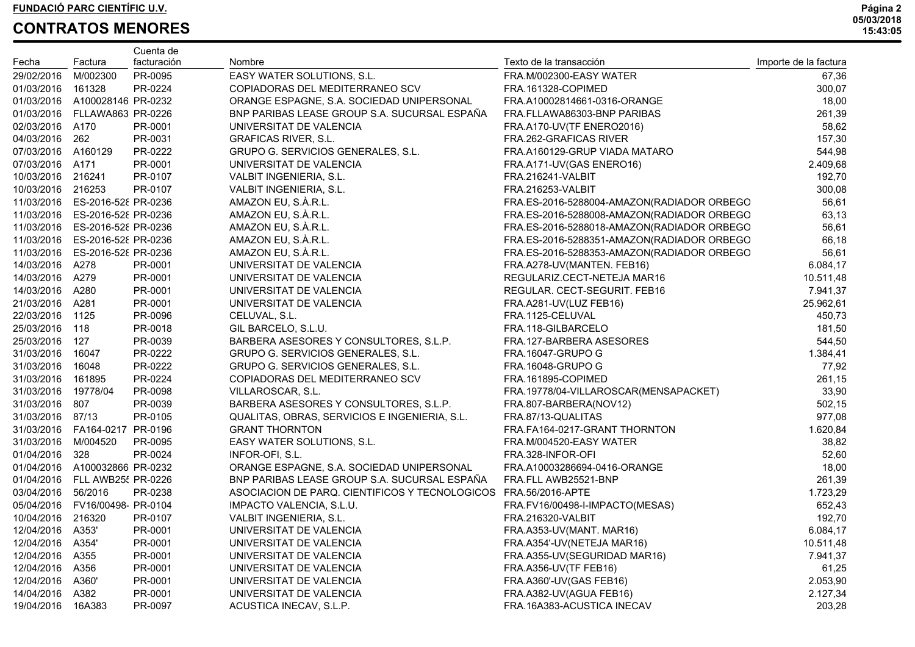**FUNDACIÓ PARC CIENTÍFIC U.V.**

## CONTRATOS MENORES

| Fecha | Factura | Cuenta de facturación | Nombre | Texto de la transacción | Importe de la factura |
|---|---|---|---|---|---|
| 29/02/2016 | M/002300 | PR-0095 | EASY WATER SOLUTIONS, S.L. | FRA.M/002300-EASY WATER | 67,36 |
| 01/03/2016 | 161328 | PR-0224 | COPIADORAS DEL MEDITERRANEO SCV | FRA.161328-COPIMED | 300,07 |
| 01/03/2016 | A100028146 | PR-0232 | ORANGE ESPAGNE, S.A. SOCIEDAD UNIPERSONAL | FRA.A10002814661-0316-ORANGE | 18,00 |
| 01/03/2016 | FLLAWA863 | PR-0226 | BNP PARIBAS LEASE GROUP S.A. SUCURSAL ESPAÑA | FRA.FLLAWA86303-BNP PARIBAS | 261,39 |
| 02/03/2016 | A170 | PR-0001 | UNIVERSITAT DE VALENCIA | FRA.A170-UV(TF ENERO2016) | 58,62 |
| 04/03/2016 | 262 | PR-0031 | GRAFICAS RIVER, S.L. | FRA.262-GRAFICAS RIVER | 157,30 |
| 07/03/2016 | A160129 | PR-0222 | GRUPO G. SERVICIOS GENERALES, S.L. | FRA.A160129-GRUP VIADA MATARO | 544,98 |
| 07/03/2016 | A171 | PR-0001 | UNIVERSITAT DE VALENCIA | FRA.A171-UV(GAS ENERO16) | 2.409,68 |
| 10/03/2016 | 216241 | PR-0107 | VALBIT INGENIERIA, S.L. | FRA.216241-VALBIT | 192,70 |
| 10/03/2016 | 216253 | PR-0107 | VALBIT INGENIERIA, S.L. | FRA.216253-VALBIT | 300,08 |
| 11/03/2016 | ES-2016-528 | PR-0236 | AMAZON EU, S.À.R.L. | FRA.ES-2016-5288004-AMAZON(RADIADOR ORBEGO | 56,61 |
| 11/03/2016 | ES-2016-528 | PR-0236 | AMAZON EU, S.À.R.L. | FRA.ES-2016-5288008-AMAZON(RADIADOR ORBEGO | 63,13 |
| 11/03/2016 | ES-2016-528 | PR-0236 | AMAZON EU, S.À.R.L. | FRA.ES-2016-5288018-AMAZON(RADIADOR ORBEGO | 56,61 |
| 11/03/2016 | ES-2016-528 | PR-0236 | AMAZON EU, S.À.R.L. | FRA.ES-2016-5288351-AMAZON(RADIADOR ORBEGO | 66,18 |
| 11/03/2016 | ES-2016-528 | PR-0236 | AMAZON EU, S.À.R.L. | FRA.ES-2016-5288353-AMAZON(RADIADOR ORBEGO | 56,61 |
| 14/03/2016 | A278 | PR-0001 | UNIVERSITAT DE VALENCIA | FRA.A278-UV(MANTEN. FEB16) | 6.084,17 |
| 14/03/2016 | A279 | PR-0001 | UNIVERSITAT DE VALENCIA | REGULARIZ.CECT-NETEJA MAR16 | 10.511,48 |
| 14/03/2016 | A280 | PR-0001 | UNIVERSITAT DE VALENCIA | REGULAR. CECT-SEGURIT. FEB16 | 7.941,37 |
| 21/03/2016 | A281 | PR-0001 | UNIVERSITAT DE VALENCIA | FRA.A281-UV(LUZ FEB16) | 25.962,61 |
| 22/03/2016 | 1125 | PR-0096 | CELUVAL, S.L. | FRA.1125-CELUVAL | 450,73 |
| 25/03/2016 | 118 | PR-0018 | GIL BARCELO, S.L.U. | FRA.118-GILBARCELO | 181,50 |
| 25/03/2016 | 127 | PR-0039 | BARBERA ASESORES Y CONSULTORES, S.L.P. | FRA.127-BARBERA ASESORES | 544,50 |
| 31/03/2016 | 16047 | PR-0222 | GRUPO G. SERVICIOS GENERALES, S.L. | FRA.16047-GRUPO G | 1.384,41 |
| 31/03/2016 | 16048 | PR-0222 | GRUPO G. SERVICIOS GENERALES, S.L. | FRA.16048-GRUPO G | 77,92 |
| 31/03/2016 | 161895 | PR-0224 | COPIADORAS DEL MEDITERRANEO SCV | FRA.161895-COPIMED | 261,15 |
| 31/03/2016 | 19778/04 | PR-0098 | VILLAROSCAR, S.L. | FRA.19778/04-VILLAROSCAR(MENSAPACKET) | 33,90 |
| 31/03/2016 | 807 | PR-0039 | BARBERA ASESORES Y CONSULTORES, S.L.P. | FRA.807-BARBERA(NOV12) | 502,15 |
| 31/03/2016 | 87/13 | PR-0105 | QUALITAS, OBRAS, SERVICIOS E INGENIERIA, S.L. | FRA.87/13-QUALITAS | 977,08 |
| 31/03/2016 | FA164-0217 | PR-0196 | GRANT THORNTON | FRA.FA164-0217-GRANT THORNTON | 1.620,84 |
| 31/03/2016 | M/004520 | PR-0095 | EASY WATER SOLUTIONS, S.L. | FRA.M/004520-EASY WATER | 38,82 |
| 01/04/2016 | 328 | PR-0024 | INFOR-OFI, S.L. | FRA.328-INFOR-OFI | 52,60 |
| 01/04/2016 | A100032866 | PR-0232 | ORANGE ESPAGNE, S.A. SOCIEDAD UNIPERSONAL | FRA.A10003286694-0416-ORANGE | 18,00 |
| 01/04/2016 | FLL AWB255 | PR-0226 | BNP PARIBAS LEASE GROUP S.A. SUCURSAL ESPAÑA | FRA.FLL AWB25521-BNP | 261,39 |
| 03/04/2016 | 56/2016 | PR-0238 | ASOCIACION DE PARQ. CIENTIFICOS Y TECNOLOGICOS | FRA.56/2016-APTE | 1.723,29 |
| 05/04/2016 | FV16/00498- | PR-0104 | IMPACTO VALENCIA, S.L.U. | FRA.FV16/00498-I-IMPACTO(MESAS) | 652,43 |
| 10/04/2016 | 216320 | PR-0107 | VALBIT INGENIERIA, S.L. | FRA.216320-VALBIT | 192,70 |
| 12/04/2016 | A353' | PR-0001 | UNIVERSITAT DE VALENCIA | FRA.A353-UV(MANT. MAR16) | 6.084,17 |
| 12/04/2016 | A354' | PR-0001 | UNIVERSITAT DE VALENCIA | FRA.A354'-UV(NETEJA MAR16) | 10.511,48 |
| 12/04/2016 | A355 | PR-0001 | UNIVERSITAT DE VALENCIA | FRA.A355-UV(SEGURIDAD MAR16) | 7.941,37 |
| 12/04/2016 | A356 | PR-0001 | UNIVERSITAT DE VALENCIA | FRA.A356-UV(TF FEB16) | 61,25 |
| 12/04/2016 | A360' | PR-0001 | UNIVERSITAT DE VALENCIA | FRA.A360'-UV(GAS FEB16) | 2.053,90 |
| 14/04/2016 | A382 | PR-0001 | UNIVERSITAT DE VALENCIA | FRA.A382-UV(AGUA FEB16) | 2.127,34 |
| 19/04/2016 | 16A383 | PR-0097 | ACUSTICA INECAV, S.L.P. | FRA.16A383-ACUSTICA INECAV | 203,28 |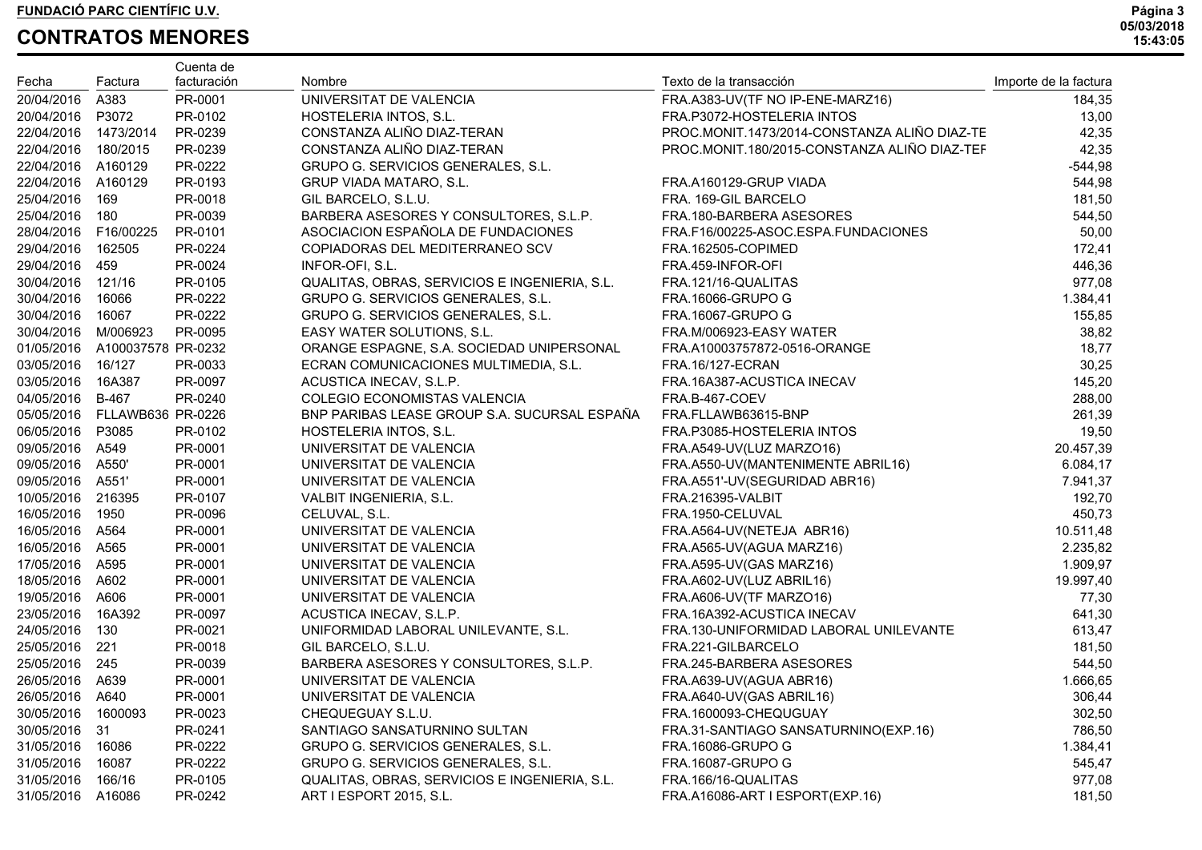**FUNDACIÓ PARC CIENTÍFIC U.V.**

# CONTRATOS MENORES

| Fecha | Factura | Cuenta de facturación | Nombre | Texto de la transacción | Importe de la factura |
|---|---|---|---|---|---|
| 20/04/2016 | A383 | PR-0001 | UNIVERSITAT DE VALENCIA | FRA.A383-UV(TF NO IP-ENE-MARZ16) | 184,35 |
| 20/04/2016 | P3072 | PR-0102 | HOSTELERIA INTOS, S.L. | FRA.P3072-HOSTELERIA INTOS | 13,00 |
| 22/04/2016 | 1473/2014 | PR-0239 | CONSTANZA ALIÑO DIAZ-TERAN | PROC.MONIT.1473/2014-CONSTANZA ALIÑO DIAZ-TE | 42,35 |
| 22/04/2016 | 180/2015 | PR-0239 | CONSTANZA ALIÑO DIAZ-TERAN | PROC.MONIT.180/2015-CONSTANZA ALIÑO DIAZ-TEF | 42,35 |
| 22/04/2016 | A160129 | PR-0222 | GRUPO G. SERVICIOS GENERALES, S.L. | | -544,98 |
| 22/04/2016 | A160129 | PR-0193 | GRUP VIADA MATARO, S.L. | FRA.A160129-GRUP VIADA | 544,98 |
| 25/04/2016 | 169 | PR-0018 | GIL BARCELO, S.L.U. | FRA. 169-GIL BARCELO | 181,50 |
| 25/04/2016 | 180 | PR-0039 | BARBERA ASESORES Y CONSULTORES, S.L.P. | FRA.180-BARBERA ASESORES | 544,50 |
| 28/04/2016 | F16/00225 | PR-0101 | ASOCIACION ESPAÑOLA DE FUNDACIONES | FRA.F16/00225-ASOC.ESPA.FUNDACIONES | 50,00 |
| 29/04/2016 | 162505 | PR-0224 | COPIADORAS DEL MEDITERRANEO SCV | FRA.162505-COPIMED | 172,41 |
| 29/04/2016 | 459 | PR-0024 | INFOR-OFI, S.L. | FRA.459-INFOR-OFI | 446,36 |
| 30/04/2016 | 121/16 | PR-0105 | QUALITAS, OBRAS, SERVICIOS E INGENIERIA, S.L. | FRA.121/16-QUALITAS | 977,08 |
| 30/04/2016 | 16066 | PR-0222 | GRUPO G. SERVICIOS GENERALES, S.L. | FRA.16066-GRUPO G | 1.384,41 |
| 30/04/2016 | 16067 | PR-0222 | GRUPO G. SERVICIOS GENERALES, S.L. | FRA.16067-GRUPO G | 155,85 |
| 30/04/2016 | M/006923 | PR-0095 | EASY WATER SOLUTIONS, S.L. | FRA.M/006923-EASY WATER | 38,82 |
| 01/05/2016 | A100037578 | PR-0232 | ORANGE ESPAGNE, S.A. SOCIEDAD UNIPERSONAL | FRA.A10003757872-0516-ORANGE | 18,77 |
| 03/05/2016 | 16/127 | PR-0033 | ECRAN COMUNICACIONES MULTIMEDIA, S.L. | FRA.16/127-ECRAN | 30,25 |
| 03/05/2016 | 16A387 | PR-0097 | ACUSTICA INECAV, S.L.P. | FRA.16A387-ACUSTICA INECAV | 145,20 |
| 04/05/2016 | B-467 | PR-0240 | COLEGIO ECONOMISTAS VALENCIA | FRA.B-467-COEV | 288,00 |
| 05/05/2016 | FLLAWB636 | PR-0226 | BNP PARIBAS LEASE GROUP S.A. SUCURSAL ESPAÑA | FRA.FLLAWB63615-BNP | 261,39 |
| 06/05/2016 | P3085 | PR-0102 | HOSTELERIA INTOS, S.L. | FRA.P3085-HOSTELERIA INTOS | 19,50 |
| 09/05/2016 | A549 | PR-0001 | UNIVERSITAT DE VALENCIA | FRA.A549-UV(LUZ MARZO16) | 20.457,39 |
| 09/05/2016 | A550' | PR-0001 | UNIVERSITAT DE VALENCIA | FRA.A550-UV(MANTENIMENTE ABRIL16) | 6.084,17 |
| 09/05/2016 | A551' | PR-0001 | UNIVERSITAT DE VALENCIA | FRA.A551'-UV(SEGURIDAD ABR16) | 7.941,37 |
| 10/05/2016 | 216395 | PR-0107 | VALBIT INGENIERIA, S.L. | FRA.216395-VALBIT | 192,70 |
| 16/05/2016 | 1950 | PR-0096 | CELUVAL, S.L. | FRA.1950-CELUVAL | 450,73 |
| 16/05/2016 | A564 | PR-0001 | UNIVERSITAT DE VALENCIA | FRA.A564-UV(NETEJA ABR16) | 10.511,48 |
| 16/05/2016 | A565 | PR-0001 | UNIVERSITAT DE VALENCIA | FRA.A565-UV(AGUA MARZ16) | 2.235,82 |
| 17/05/2016 | A595 | PR-0001 | UNIVERSITAT DE VALENCIA | FRA.A595-UV(GAS MARZ16) | 1.909,97 |
| 18/05/2016 | A602 | PR-0001 | UNIVERSITAT DE VALENCIA | FRA.A602-UV(LUZ ABRIL16) | 19.997,40 |
| 19/05/2016 | A606 | PR-0001 | UNIVERSITAT DE VALENCIA | FRA.A606-UV(TF MARZO16) | 77,30 |
| 23/05/2016 | 16A392 | PR-0097 | ACUSTICA INECAV, S.L.P. | FRA.16A392-ACUSTICA INECAV | 641,30 |
| 24/05/2016 | 130 | PR-0021 | UNIFORMIDAD LABORAL UNILEVANTE, S.L. | FRA.130-UNIFORMIDAD LABORAL UNILEVANTE | 613,47 |
| 25/05/2016 | 221 | PR-0018 | GIL BARCELO, S.L.U. | FRA.221-GILBARCELO | 181,50 |
| 25/05/2016 | 245 | PR-0039 | BARBERA ASESORES Y CONSULTORES, S.L.P. | FRA.245-BARBERA ASESORES | 544,50 |
| 26/05/2016 | A639 | PR-0001 | UNIVERSITAT DE VALENCIA | FRA.A639-UV(AGUA ABR16) | 1.666,65 |
| 26/05/2016 | A640 | PR-0001 | UNIVERSITAT DE VALENCIA | FRA.A640-UV(GAS ABRIL16) | 306,44 |
| 30/05/2016 | 1600093 | PR-0023 | CHEQUEGUAY S.L.U. | FRA.1600093-CHEQUGUAY | 302,50 |
| 30/05/2016 | 31 | PR-0241 | SANTIAGO SANSATURNINO SULTAN | FRA.31-SANTIAGO SANSATURNINO(EXP.16) | 786,50 |
| 31/05/2016 | 16086 | PR-0222 | GRUPO G. SERVICIOS GENERALES, S.L. | FRA.16086-GRUPO G | 1.384,41 |
| 31/05/2016 | 16087 | PR-0222 | GRUPO G. SERVICIOS GENERALES, S.L. | FRA.16087-GRUPO G | 545,47 |
| 31/05/2016 | 166/16 | PR-0105 | QUALITAS, OBRAS, SERVICIOS E INGENIERIA, S.L. | FRA.166/16-QUALITAS | 977,08 |
| 31/05/2016 | A16086 | PR-0242 | ART I ESPORT 2015, S.L. | FRA.A16086-ART I ESPORT(EXP.16) | 181,50 |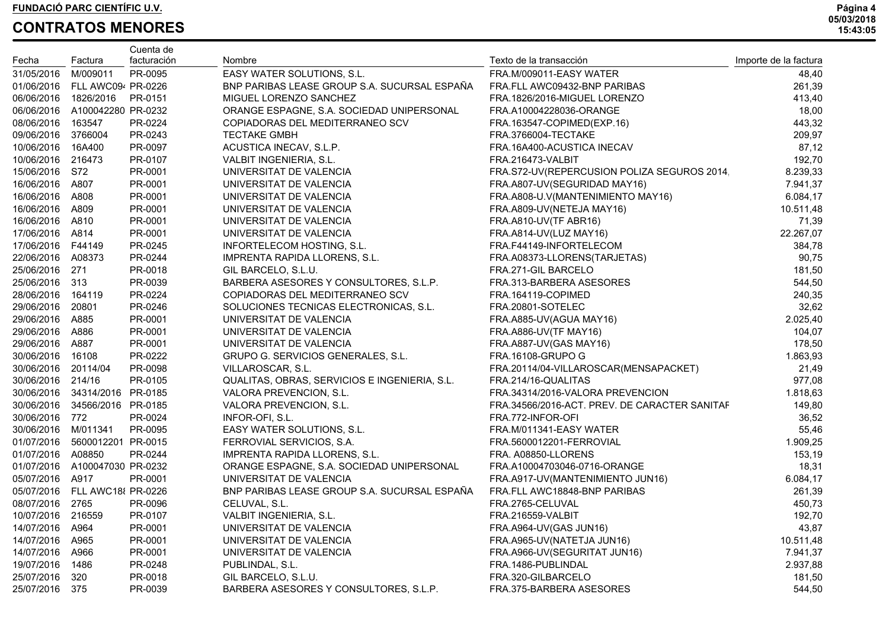**FUNDACIÓ PARC CIENTÍFIC U.V.**

# CONTRATOS MENORES

| Fecha | Factura | Cuenta de facturación | Nombre | Texto de la transacción | Importe de la factura |
|---|---|---|---|---|---|
| 31/05/2016 | M/009011 | PR-0095 | EASY WATER SOLUTIONS, S.L. | FRA.M/009011-EASY WATER | 48,40 |
| 01/06/2016 | FLL AWC094 | PR-0226 | BNP PARIBAS LEASE GROUP S.A. SUCURSAL ESPAÑA | FRA.FLL AWC09432-BNP PARIBAS | 261,39 |
| 06/06/2016 | 1826/2016 | PR-0151 | MIGUEL LORENZO SANCHEZ | FRA.1826/2016-MIGUEL LORENZO | 413,40 |
| 06/06/2016 | A100042280 | PR-0232 | ORANGE ESPAGNE, S.A. SOCIEDAD UNIPERSONAL | FRA.A10004228036-ORANGE | 18,00 |
| 08/06/2016 | 163547 | PR-0224 | COPIADORAS DEL MEDITERRANEO SCV | FRA.163547-COPIMED(EXP.16) | 443,32 |
| 09/06/2016 | 3766004 | PR-0243 | TECTAKE GMBH | FRA.3766004-TECTAKE | 209,97 |
| 10/06/2016 | 16A400 | PR-0097 | ACUSTICA INECAV, S.L.P. | FRA.16A400-ACUSTICA INECAV | 87,12 |
| 10/06/2016 | 216473 | PR-0107 | VALBIT INGENIERIA, S.L. | FRA.216473-VALBIT | 192,70 |
| 15/06/2016 | S72 | PR-0001 | UNIVERSITAT DE VALENCIA | FRA.S72-UV(REPERCUSION POLIZA SEGUROS 2014, | 8.239,33 |
| 16/06/2016 | A807 | PR-0001 | UNIVERSITAT DE VALENCIA | FRA.A807-UV(SEGURIDAD MAY16) | 7.941,37 |
| 16/06/2016 | A808 | PR-0001 | UNIVERSITAT DE VALENCIA | FRA.A808-U.V(MANTENIMIENTO MAY16) | 6.084,17 |
| 16/06/2016 | A809 | PR-0001 | UNIVERSITAT DE VALENCIA | FRA.A809-UV(NETEJA MAY16) | 10.511,48 |
| 16/06/2016 | A810 | PR-0001 | UNIVERSITAT DE VALENCIA | FRA.A810-UV(TF ABR16) | 71,39 |
| 17/06/2016 | A814 | PR-0001 | UNIVERSITAT DE VALENCIA | FRA.A814-UV(LUZ MAY16) | 22.267,07 |
| 17/06/2016 | F44149 | PR-0245 | INFORTELECOM HOSTING, S.L. | FRA.F44149-INFORTELECOM | 384,78 |
| 22/06/2016 | A08373 | PR-0244 | IMPRENTA RAPIDA LLORENS, S.L. | FRA.A08373-LLORENS(TARJETAS) | 90,75 |
| 25/06/2016 | 271 | PR-0018 | GIL BARCELO, S.L.U. | FRA.271-GIL BARCELO | 181,50 |
| 25/06/2016 | 313 | PR-0039 | BARBERA ASESORES Y CONSULTORES, S.L.P. | FRA.313-BARBERA ASESORES | 544,50 |
| 28/06/2016 | 164119 | PR-0224 | COPIADORAS DEL MEDITERRANEO SCV | FRA.164119-COPIMED | 240,35 |
| 29/06/2016 | 20801 | PR-0246 | SOLUCIONES TECNICAS ELECTRONICAS, S.L. | FRA.20801-SOTELEC | 32,62 |
| 29/06/2016 | A885 | PR-0001 | UNIVERSITAT DE VALENCIA | FRA.A885-UV(AGUA MAY16) | 2.025,40 |
| 29/06/2016 | A886 | PR-0001 | UNIVERSITAT DE VALENCIA | FRA.A886-UV(TF MAY16) | 104,07 |
| 29/06/2016 | A887 | PR-0001 | UNIVERSITAT DE VALENCIA | FRA.A887-UV(GAS MAY16) | 178,50 |
| 30/06/2016 | 16108 | PR-0222 | GRUPO G. SERVICIOS GENERALES, S.L. | FRA.16108-GRUPO G | 1.863,93 |
| 30/06/2016 | 20114/04 | PR-0098 | VILLAROSCAR, S.L. | FRA.20114/04-VILLAROSCAR(MENSAPACKET) | 21,49 |
| 30/06/2016 | 214/16 | PR-0105 | QUALITAS, OBRAS, SERVICIOS E INGENIERIA, S.L. | FRA.214/16-QUALITAS | 977,08 |
| 30/06/2016 | 34314/2016 | PR-0185 | VALORA PREVENCION, S.L. | FRA.34314/2016-VALORA PREVENCION | 1.818,63 |
| 30/06/2016 | 34566/2016 | PR-0185 | VALORA PREVENCION, S.L. | FRA.34566/2016-ACT. PREV. DE CARACTER SANITAF | 149,80 |
| 30/06/2016 | 772 | PR-0024 | INFOR-OFI, S.L. | FRA.772-INFOR-OFI | 36,52 |
| 30/06/2016 | M/011341 | PR-0095 | EASY WATER SOLUTIONS, S.L. | FRA.M/011341-EASY WATER | 55,46 |
| 01/07/2016 | 5600012201 | PR-0015 | FERROVIAL SERVICIOS, S.A. | FRA.5600012201-FERROVIAL | 1.909,25 |
| 01/07/2016 | A08850 | PR-0244 | IMPRENTA RAPIDA LLORENS, S.L. | FRA. A08850-LLORENS | 153,19 |
| 01/07/2016 | A100047030 | PR-0232 | ORANGE ESPAGNE, S.A. SOCIEDAD UNIPERSONAL | FRA.A10004703046-0716-ORANGE | 18,31 |
| 05/07/2016 | A917 | PR-0001 | UNIVERSITAT DE VALENCIA | FRA.A917-UV(MANTENIMIENTO JUN16) | 6.084,17 |
| 05/07/2016 | FLL AWC188 | PR-0226 | BNP PARIBAS LEASE GROUP S.A. SUCURSAL ESPAÑA | FRA.FLL AWC18848-BNP PARIBAS | 261,39 |
| 08/07/2016 | 2765 | PR-0096 | CELUVAL, S.L. | FRA.2765-CELUVAL | 450,73 |
| 10/07/2016 | 216559 | PR-0107 | VALBIT INGENIERIA, S.L. | FRA.216559-VALBIT | 192,70 |
| 14/07/2016 | A964 | PR-0001 | UNIVERSITAT DE VALENCIA | FRA.A964-UV(GAS JUN16) | 43,87 |
| 14/07/2016 | A965 | PR-0001 | UNIVERSITAT DE VALENCIA | FRA.A965-UV(NATETJA JUN16) | 10.511,48 |
| 14/07/2016 | A966 | PR-0001 | UNIVERSITAT DE VALENCIA | FRA.A966-UV(SEGURITAT JUN16) | 7.941,37 |
| 19/07/2016 | 1486 | PR-0248 | PUBLINDAL, S.L. | FRA.1486-PUBLINDAL | 2.937,88 |
| 25/07/2016 | 320 | PR-0018 | GIL BARCELO, S.L.U. | FRA.320-GILBARCELO | 181,50 |
| 25/07/2016 | 375 | PR-0039 | BARBERA ASESORES Y CONSULTORES, S.L.P. | FRA.375-BARBERA ASESORES | 544,50 |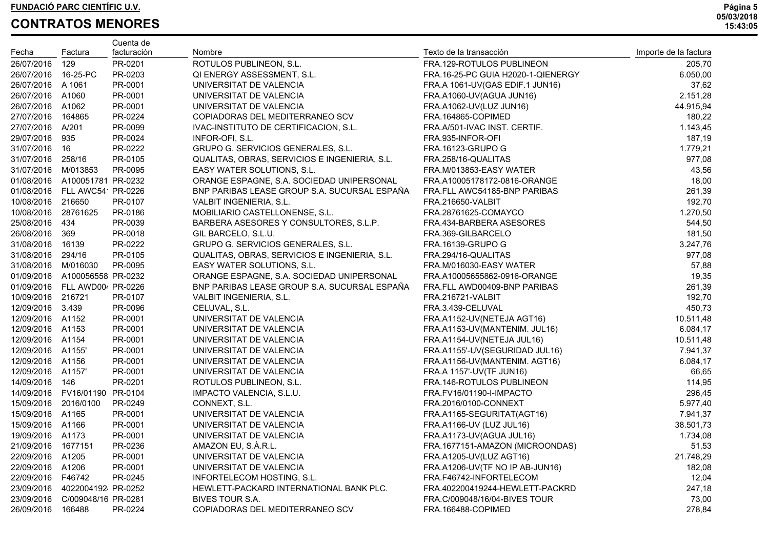**FUNDACIÓ PARC CIENTÍFIC U.V.**

# CONTRATOS MENORES

| Fecha | Factura | Cuenta de facturación | Nombre | Texto de la transacción | Importe de la factura |
|---|---|---|---|---|---|
| 26/07/2016 | 129 | PR-0201 | ROTULOS PUBLINEON, S.L. | FRA.129-ROTULOS PUBLINEON | 205,70 |
| 26/07/2016 | 16-25-PC | PR-0203 | QI ENERGY ASSESSMENT, S.L. | FRA.16-25-PC GUIA H2020-1-QIENERGY | 6.050,00 |
| 26/07/2016 | A 1061 | PR-0001 | UNIVERSITAT DE VALENCIA | FRA.A 1061-UV(GAS EDIF.1 JUN16) | 37,62 |
| 26/07/2016 | A1060 | PR-0001 | UNIVERSITAT DE VALENCIA | FRA.A1060-UV(AGUA JUN16) | 2.151,28 |
| 26/07/2016 | A1062 | PR-0001 | UNIVERSITAT DE VALENCIA | FRA.A1062-UV(LUZ JUN16) | 44.915,94 |
| 27/07/2016 | 164865 | PR-0224 | COPIADORAS DEL MEDITERRANEO SCV | FRA.164865-COPIMED | 180,22 |
| 27/07/2016 | A/201 | PR-0099 | IVAC-INSTITUTO DE CERTIFICACION, S.L. | FRA.A/501-IVAC INST. CERTIF. | 1.143,45 |
| 29/07/2016 | 935 | PR-0024 | INFOR-OFI, S.L. | FRA.935-INFOR-OFI | 187,19 |
| 31/07/2016 | 16 | PR-0222 | GRUPO G. SERVICIOS GENERALES, S.L. | FRA.16123-GRUPO G | 1.779,21 |
| 31/07/2016 | 258/16 | PR-0105 | QUALITAS, OBRAS, SERVICIOS E INGENIERIA, S.L. | FRA.258/16-QUALITAS | 977,08 |
| 31/07/2016 | M/013853 | PR-0095 | EASY WATER SOLUTIONS, S.L. | FRA.M/013853-EASY WATER | 43,56 |
| 01/08/2016 | A100051781 | PR-0232 | ORANGE ESPAGNE, S.A. SOCIEDAD UNIPERSONAL | FRA.A10005178172-0816-ORANGE | 18,00 |
| 01/08/2016 | FLL AWC54 | PR-0226 | BNP PARIBAS LEASE GROUP S.A. SUCURSAL ESPAÑA | FRA.FLL AWC54185-BNP PARIBAS | 261,39 |
| 10/08/2016 | 216650 | PR-0107 | VALBIT INGENIERIA, S.L. | FRA.216650-VALBIT | 192,70 |
| 10/08/2016 | 28761625 | PR-0186 | MOBILIARIO CASTELLONENSE, S.L. | FRA.28761625-COMAYCO | 1.270,50 |
| 25/08/2016 | 434 | PR-0039 | BARBERA ASESORES Y CONSULTORES, S.L.P. | FRA.434-BARBERA ASESORES | 544,50 |
| 26/08/2016 | 369 | PR-0018 | GIL BARCELO, S.L.U. | FRA.369-GILBARCELO | 181,50 |
| 31/08/2016 | 16139 | PR-0222 | GRUPO G. SERVICIOS GENERALES, S.L. | FRA.16139-GRUPO G | 3.247,76 |
| 31/08/2016 | 294/16 | PR-0105 | QUALITAS, OBRAS, SERVICIOS E INGENIERIA, S.L. | FRA.294/16-QUALITAS | 977,08 |
| 31/08/2016 | M/016030 | PR-0095 | EASY WATER SOLUTIONS, S.L. | FRA.M/016030-EASY WATER | 57,88 |
| 01/09/2016 | A100056558 | PR-0232 | ORANGE ESPAGNE, S.A. SOCIEDAD UNIPERSONAL | FRA.A10005655862-0916-ORANGE | 19,35 |
| 01/09/2016 | FLL AWD004 | PR-0226 | BNP PARIBAS LEASE GROUP S.A. SUCURSAL ESPAÑA | FRA.FLL AWD00409-BNP PARIBAS | 261,39 |
| 10/09/2016 | 216721 | PR-0107 | VALBIT INGENIERIA, S.L. | FRA.216721-VALBIT | 192,70 |
| 12/09/2016 | 3.439 | PR-0096 | CELUVAL, S.L. | FRA.3.439-CELUVAL | 450,73 |
| 12/09/2016 | A1152 | PR-0001 | UNIVERSITAT DE VALENCIA | FRA.A1152-UV(NETEJA AGT16) | 10.511,48 |
| 12/09/2016 | A1153 | PR-0001 | UNIVERSITAT DE VALENCIA | FRA.A1153-UV(MANTENIM. JUL16) | 6.084,17 |
| 12/09/2016 | A1154 | PR-0001 | UNIVERSITAT DE VALENCIA | FRA.A1154-UV(NETEJA JUL16) | 10.511,48 |
| 12/09/2016 | A1155' | PR-0001 | UNIVERSITAT DE VALENCIA | FRA.A1155'-UV(SEGURIDAD JUL16) | 7.941,37 |
| 12/09/2016 | A1156 | PR-0001 | UNIVERSITAT DE VALENCIA | FRA.A1156-UV(MANTENIM. AGT16) | 6.084,17 |
| 12/09/2016 | A1157' | PR-0001 | UNIVERSITAT DE VALENCIA | FRA.A 1157'-UV(TF JUN16) | 66,65 |
| 14/09/2016 | 146 | PR-0201 | ROTULOS PUBLINEON, S.L. | FRA.146-ROTULOS PUBLINEON | 114,95 |
| 14/09/2016 | FV16/01190 | PR-0104 | IMPACTO VALENCIA, S.L.U. | FRA.FV16/01190-I-IMPACTO | 296,45 |
| 15/09/2016 | 2016/0100 | PR-0249 | CONNEXT, S.L. | FRA.2016/0100-CONNEXT | 5.977,40 |
| 15/09/2016 | A1165 | PR-0001 | UNIVERSITAT DE VALENCIA | FRA.A1165-SEGURITAT(AGT16) | 7.941,37 |
| 15/09/2016 | A1166 | PR-0001 | UNIVERSITAT DE VALENCIA | FRA.A1166-UV (LUZ JUL16) | 38.501,73 |
| 19/09/2016 | A1173 | PR-0001 | UNIVERSITAT DE VALENCIA | FRA.A1173-UV(AGUA JUL16) | 1.734,08 |
| 21/09/2016 | 1677151 | PR-0236 | AMAZON EU, S.À.R.L. | FRA.1677151-AMAZON (MICROONDAS) | 51,53 |
| 22/09/2016 | A1205 | PR-0001 | UNIVERSITAT DE VALENCIA | FRA.A1205-UV(LUZ AGT16) | 21.748,29 |
| 22/09/2016 | A1206 | PR-0001 | UNIVERSITAT DE VALENCIA | FRA.A1206-UV(TF NO IP AB-JUN16) | 182,08 |
| 22/09/2016 | F46742 | PR-0245 | INFORTELECOM HOSTING, S.L. | FRA.F46742-INFORTELECOM | 12,04 |
| 23/09/2016 | 4022004192 | PR-0252 | HEWLETT-PACKARD INTERNATIONAL BANK PLC. | FRA.402200419244-HEWLETT-PACKRD | 247,18 |
| 23/09/2016 | C/009048/16 | PR-0281 | BIVES TOUR S.A. | FRA.C/009048/16/04-BIVES TOUR | 73,00 |
| 26/09/2016 | 166488 | PR-0224 | COPIADORAS DEL MEDITERRANEO SCV | FRA.166488-COPIMED | 278,84 |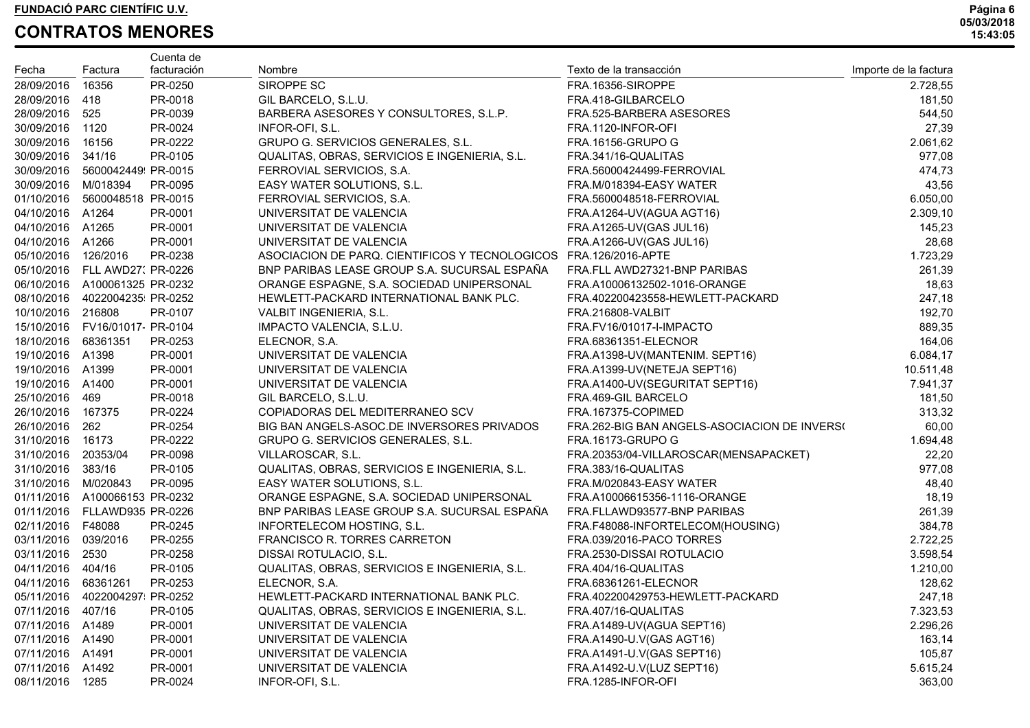**FUNDACIÓ PARC CIENTÍFIC U.V.**

# CONTRATOS MENORES

| Fecha | Factura | Cuenta de facturación | Nombre | Texto de la transacción | Importe de la factura |
|---|---|---|---|---|---|
| 28/09/2016 | 16356 | PR-0250 | SIROPPE SC | FRA.16356-SIROPPE | 2.728,55 |
| 28/09/2016 | 418 | PR-0018 | GIL BARCELO, S.L.U. | FRA.418-GILBARCELO | 181,50 |
| 28/09/2016 | 525 | PR-0039 | BARBERA ASESORES Y CONSULTORES, S.L.P. | FRA.525-BARBERA ASESORES | 544,50 |
| 30/09/2016 | 1120 | PR-0024 | INFOR-OFI, S.L. | FRA.1120-INFOR-OFI | 27,39 |
| 30/09/2016 | 16156 | PR-0222 | GRUPO G. SERVICIOS GENERALES, S.L. | FRA.16156-GRUPO G | 2.061,62 |
| 30/09/2016 | 341/16 | PR-0105 | QUALITAS, OBRAS, SERVICIOS E INGENIERIA, S.L. | FRA.341/16-QUALITAS | 977,08 |
| 30/09/2016 | 5600042449 | PR-0015 | FERROVIAL SERVICIOS, S.A. | FRA.56000424499-FERROVIAL | 474,73 |
| 30/09/2016 | M/018394 | PR-0095 | EASY WATER SOLUTIONS, S.L. | FRA.M/018394-EASY WATER | 43,56 |
| 01/10/2016 | 5600048518 | PR-0015 | FERROVIAL SERVICIOS, S.A. | FRA.5600048518-FERROVIAL | 6.050,00 |
| 04/10/2016 | A1264 | PR-0001 | UNIVERSITAT DE VALENCIA | FRA.A1264-UV(AGUA AGT16) | 2.309,10 |
| 04/10/2016 | A1265 | PR-0001 | UNIVERSITAT DE VALENCIA | FRA.A1265-UV(GAS JUL16) | 145,23 |
| 04/10/2016 | A1266 | PR-0001 | UNIVERSITAT DE VALENCIA | FRA.A1266-UV(GAS JUL16) | 28,68 |
| 05/10/2016 | 126/2016 | PR-0238 | ASOCIACION DE PARQ. CIENTIFICOS Y TECNOLOGICOS | FRA.126/2016-APTE | 1.723,29 |
| 05/10/2016 | FLL AWD27 | PR-0226 | BNP PARIBAS LEASE GROUP S.A. SUCURSAL ESPAÑA | FRA.FLL AWD27321-BNP PARIBAS | 261,39 |
| 06/10/2016 | A100061325 | PR-0232 | ORANGE ESPAGNE, S.A. SOCIEDAD UNIPERSONAL | FRA.A10006132502-1016-ORANGE | 18,63 |
| 08/10/2016 | 4022004235 | PR-0252 | HEWLETT-PACKARD INTERNATIONAL BANK PLC. | FRA.402200423558-HEWLETT-PACKARD | 247,18 |
| 10/10/2016 | 216808 | PR-0107 | VALBIT INGENIERIA, S.L. | FRA.216808-VALBIT | 192,70 |
| 15/10/2016 | FV16/01017- | PR-0104 | IMPACTO VALENCIA, S.L.U. | FRA.FV16/01017-I-IMPACTO | 889,35 |
| 18/10/2016 | 68361351 | PR-0253 | ELECNOR, S.A. | FRA.68361351-ELECNOR | 164,06 |
| 19/10/2016 | A1398 | PR-0001 | UNIVERSITAT DE VALENCIA | FRA.A1398-UV(MANTENIM. SEPT16) | 6.084,17 |
| 19/10/2016 | A1399 | PR-0001 | UNIVERSITAT DE VALENCIA | FRA.A1399-UV(NETEJA SEPT16) | 10.511,48 |
| 19/10/2016 | A1400 | PR-0001 | UNIVERSITAT DE VALENCIA | FRA.A1400-UV(SEGURITAT SEPT16) | 7.941,37 |
| 25/10/2016 | 469 | PR-0018 | GIL BARCELO, S.L.U. | FRA.469-GIL BARCELO | 181,50 |
| 26/10/2016 | 167375 | PR-0224 | COPIADORAS DEL MEDITERRANEO SCV | FRA.167375-COPIMED | 313,32 |
| 26/10/2016 | 262 | PR-0254 | BIG BAN ANGELS-ASOC.DE INVERSORES PRIVADOS | FRA.262-BIG BAN ANGELS-ASOCIACION DE INVERS( | 60,00 |
| 31/10/2016 | 16173 | PR-0222 | GRUPO G. SERVICIOS GENERALES, S.L. | FRA.16173-GRUPO G | 1.694,48 |
| 31/10/2016 | 20353/04 | PR-0098 | VILLAROSCAR, S.L. | FRA.20353/04-VILLAROSCAR(MENSAPACKET) | 22,20 |
| 31/10/2016 | 383/16 | PR-0105 | QUALITAS, OBRAS, SERVICIOS E INGENIERIA, S.L. | FRA.383/16-QUALITAS | 977,08 |
| 31/10/2016 | M/020843 | PR-0095 | EASY WATER SOLUTIONS, S.L. | FRA.M/020843-EASY WATER | 48,40 |
| 01/11/2016 | A100066153 | PR-0232 | ORANGE ESPAGNE, S.A. SOCIEDAD UNIPERSONAL | FRA.A10006615356-1116-ORANGE | 18,19 |
| 01/11/2016 | FLLAWD935 | PR-0226 | BNP PARIBAS LEASE GROUP S.A. SUCURSAL ESPAÑA | FRA.FLLAWD93577-BNP PARIBAS | 261,39 |
| 02/11/2016 | F48088 | PR-0245 | INFORTELECOM HOSTING, S.L. | FRA.F48088-INFORTELECOM(HOUSING) | 384,78 |
| 03/11/2016 | 039/2016 | PR-0255 | FRANCISCO R. TORRES CARRETON | FRA.039/2016-PACO TORRES | 2.722,25 |
| 03/11/2016 | 2530 | PR-0258 | DISSAI ROTULACIO, S.L. | FRA.2530-DISSAI ROTULACIO | 3.598,54 |
| 04/11/2016 | 404/16 | PR-0105 | QUALITAS, OBRAS, SERVICIOS E INGENIERIA, S.L. | FRA.404/16-QUALITAS | 1.210,00 |
| 04/11/2016 | 68361261 | PR-0253 | ELECNOR, S.A. | FRA.68361261-ELECNOR | 128,62 |
| 05/11/2016 | 4022004297 | PR-0252 | HEWLETT-PACKARD INTERNATIONAL BANK PLC. | FRA.402200429753-HEWLETT-PACKARD | 247,18 |
| 07/11/2016 | 407/16 | PR-0105 | QUALITAS, OBRAS, SERVICIOS E INGENIERIA, S.L. | FRA.407/16-QUALITAS | 7.323,53 |
| 07/11/2016 | A1489 | PR-0001 | UNIVERSITAT DE VALENCIA | FRA.A1489-UV(AGUA SEPT16) | 2.296,26 |
| 07/11/2016 | A1490 | PR-0001 | UNIVERSITAT DE VALENCIA | FRA.A1490-U.V(GAS AGT16) | 163,14 |
| 07/11/2016 | A1491 | PR-0001 | UNIVERSITAT DE VALENCIA | FRA.A1491-U.V(GAS SEPT16) | 105,87 |
| 07/11/2016 | A1492 | PR-0001 | UNIVERSITAT DE VALENCIA | FRA.A1492-U.V(LUZ SEPT16) | 5.615,24 |
| 08/11/2016 | 1285 | PR-0024 | INFOR-OFI, S.L. | FRA.1285-INFOR-OFI | 363,00 |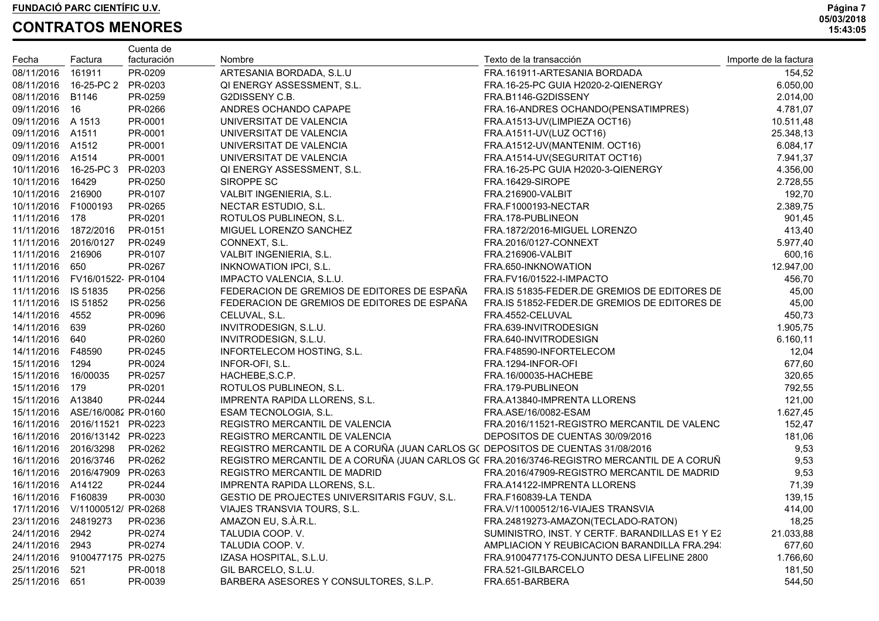**FUNDACIÓ PARC CIENTÍFIC U.V.**

# CONTRATOS MENORES

| Fecha | Factura | Cuenta de facturación | Nombre | Texto de la transacción | Importe de la factura |
|---|---|---|---|---|---|
| 08/11/2016 | 161911 | PR-0209 | ARTESANIA BORDADA, S.L.U | FRA.161911-ARTESANIA BORDADA | 154,52 |
| 08/11/2016 | 16-25-PC 2 | PR-0203 | QI ENERGY ASSESSMENT, S.L. | FRA.16-25-PC GUIA H2020-2-QIENERGY | 6.050,00 |
| 08/11/2016 | B1146 | PR-0259 | G2DISSENY C.B. | FRA.B1146-G2DISSENY | 2.014,00 |
| 09/11/2016 | 16 | PR-0266 | ANDRES OCHANDO CAPAPE | FRA.16-ANDRES OCHANDO(PENSATIMPRES) | 4.781,07 |
| 09/11/2016 | A 1513 | PR-0001 | UNIVERSITAT DE VALENCIA | FRA.A1513-UV(LIMPIEZA OCT16) | 10.511,48 |
| 09/11/2016 | A1511 | PR-0001 | UNIVERSITAT DE VALENCIA | FRA.A1511-UV(LUZ OCT16) | 25.348,13 |
| 09/11/2016 | A1512 | PR-0001 | UNIVERSITAT DE VALENCIA | FRA.A1512-UV(MANTENIM. OCT16) | 6.084,17 |
| 09/11/2016 | A1514 | PR-0001 | UNIVERSITAT DE VALENCIA | FRA.A1514-UV(SEGURITAT OCT16) | 7.941,37 |
| 10/11/2016 | 16-25-PC 3 | PR-0203 | QI ENERGY ASSESSMENT, S.L. | FRA.16-25-PC GUIA H2020-3-QIENERGY | 4.356,00 |
| 10/11/2016 | 16429 | PR-0250 | SIROPPE SC | FRA.16429-SIROPE | 2.728,55 |
| 10/11/2016 | 216900 | PR-0107 | VALBIT INGENIERIA, S.L. | FRA.216900-VALBIT | 192,70 |
| 10/11/2016 | F1000193 | PR-0265 | NECTAR ESTUDIO, S.L. | FRA.F1000193-NECTAR | 2.389,75 |
| 11/11/2016 | 178 | PR-0201 | ROTULOS PUBLINEON, S.L. | FRA.178-PUBLINEON | 901,45 |
| 11/11/2016 | 1872/2016 | PR-0151 | MIGUEL LORENZO SANCHEZ | FRA.1872/2016-MIGUEL LORENZO | 413,40 |
| 11/11/2016 | 2016/0127 | PR-0249 | CONNEXT, S.L. | FRA.2016/0127-CONNEXT | 5.977,40 |
| 11/11/2016 | 216906 | PR-0107 | VALBIT INGENIERIA, S.L. | FRA.216906-VALBIT | 600,16 |
| 11/11/2016 | 650 | PR-0267 | INKNOWATION IPCI, S.L. | FRA.650-INKNOWATION | 12.947,00 |
| 11/11/2016 | FV16/01522- | PR-0104 | IMPACTO VALENCIA, S.L.U. | FRA.FV16/01522-I-IMPACTO | 456,70 |
| 11/11/2016 | IS 51835 | PR-0256 | FEDERACION DE GREMIOS DE EDITORES DE ESPAÑA | FRA.IS 51835-FEDER.DE GREMIOS DE EDITORES DE | 45,00 |
| 11/11/2016 | IS 51852 | PR-0256 | FEDERACION DE GREMIOS DE EDITORES DE ESPAÑA | FRA.IS 51852-FEDER.DE GREMIOS DE EDITORES DE | 45,00 |
| 14/11/2016 | 4552 | PR-0096 | CELUVAL, S.L. | FRA.4552-CELUVAL | 450,73 |
| 14/11/2016 | 639 | PR-0260 | INVITRODESIGN, S.L.U. | FRA.639-INVITRODESIGN | 1.905,75 |
| 14/11/2016 | 640 | PR-0260 | INVITRODESIGN, S.L.U. | FRA.640-INVITRODESIGN | 6.160,11 |
| 14/11/2016 | F48590 | PR-0245 | INFORTELECOM HOSTING, S.L. | FRA.F48590-INFORTELECOM | 12,04 |
| 15/11/2016 | 1294 | PR-0024 | INFOR-OFI, S.L. | FRA.1294-INFOR-OFI | 677,60 |
| 15/11/2016 | 16/00035 | PR-0257 | HACHEBE,S.C.P. | FRA.16/00035-HACHEBE | 320,65 |
| 15/11/2016 | 179 | PR-0201 | ROTULOS PUBLINEON, S.L. | FRA.179-PUBLINEON | 792,55 |
| 15/11/2016 | A13840 | PR-0244 | IMPRENTA RAPIDA LLORENS, S.L. | FRA.A13840-IMPRENTA LLORENS | 121,00 |
| 15/11/2016 | ASE/16/0082 | PR-0160 | ESAM TECNOLOGIA, S.L. | FRA.ASE/16/0082-ESAM | 1.627,45 |
| 16/11/2016 | 2016/11521 | PR-0223 | REGISTRO MERCANTIL DE VALENCIA | FRA.2016/11521-REGISTRO MERCANTIL DE VALENC | 152,47 |
| 16/11/2016 | 2016/13142 | PR-0223 | REGISTRO MERCANTIL DE VALENCIA | DEPOSITOS DE CUENTAS 30/09/2016 | 181,06 |
| 16/11/2016 | 2016/3298 | PR-0262 | REGISTRO MERCANTIL DE A CORUÑA (JUAN CARLOS GC | DEPOSITOS DE CUENTAS 31/08/2016 | 9,53 |
| 16/11/2016 | 2016/3746 | PR-0262 | REGISTRO MERCANTIL DE A CORUÑA (JUAN CARLOS GC | FRA.2016/3746-REGISTRO MERCANTIL DE A CORUÑ | 9,53 |
| 16/11/2016 | 2016/47909 | PR-0263 | REGISTRO MERCANTIL DE MADRID | FRA.2016/47909-REGISTRO MERCANTIL DE MADRID | 9,53 |
| 16/11/2016 | A14122 | PR-0244 | IMPRENTA RAPIDA LLORENS, S.L. | FRA.A14122-IMPRENTA LLORENS | 71,39 |
| 16/11/2016 | F160839 | PR-0030 | GESTIO DE PROJECTES UNIVERSITARIS FGUV, S.L. | FRA.F160839-LA TENDA | 139,15 |
| 17/11/2016 | V/11000512/ | PR-0268 | VIAJES TRANSVIA TOURS, S.L. | FRA.V/11000512/16-VIAJES TRANSVIA | 414,00 |
| 23/11/2016 | 24819273 | PR-0236 | AMAZON EU, S.À.R.L. | FRA.24819273-AMAZON(TECLADO-RATON) | 18,25 |
| 24/11/2016 | 2942 | PR-0274 | TALUDIA COOP. V. | SUMINISTRO, INST. Y CERTF. BARANDILLAS E1 Y E2 | 21.033,88 |
| 24/11/2016 | 2943 | PR-0274 | TALUDIA COOP. V. | AMPLIACION Y REUBICACION BARANDILLA FRA.294: | 677,60 |
| 24/11/2016 | 9100477175 | PR-0275 | IZASA HOSPITAL, S.L.U. | FRA.9100477175-CONJUNTO DESA LIFELINE 2800 | 1.766,60 |
| 25/11/2016 | 521 | PR-0018 | GIL BARCELO, S.L.U. | FRA.521-GILBARCELO | 181,50 |
| 25/11/2016 | 651 | PR-0039 | BARBERA ASESORES Y CONSULTORES, S.L.P. | FRA.651-BARBERA | 544,50 |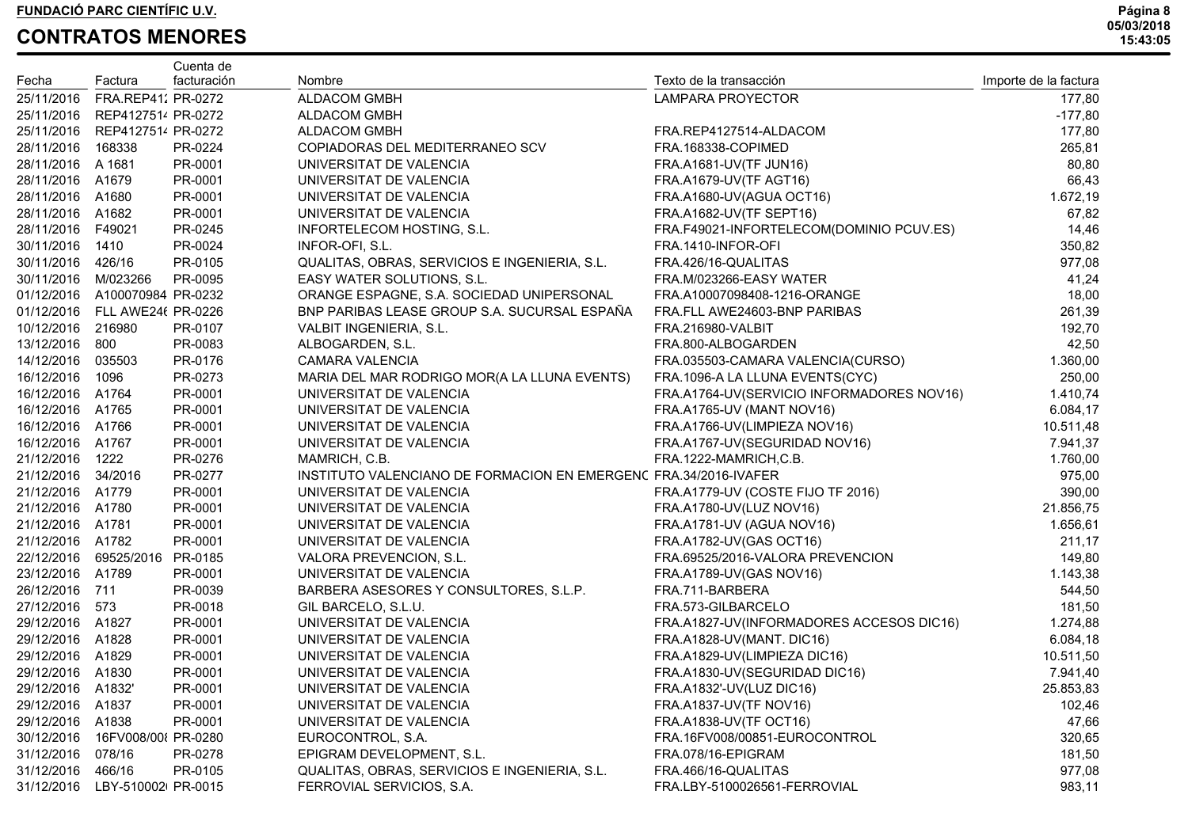**FUNDACIÓ PARC CIENTÍFIC U.V.**

# CONTRATOS MENORES

| Fecha | Factura | Cuenta de facturación | Nombre | Texto de la transacción | Importe de la factura |
|---|---|---|---|---|---|
| 25/11/2016 | FRA.REP412 | PR-0272 | ALDACOM GMBH | LAMPARA PROYECTOR | 177,80 |
| 25/11/2016 | REP4127514 | PR-0272 | ALDACOM GMBH | | -177,80 |
| 25/11/2016 | REP4127514 | PR-0272 | ALDACOM GMBH | FRA.REP4127514-ALDACOM | 177,80 |
| 28/11/2016 | 168338 | PR-0224 | COPIADORAS DEL MEDITERRANEO SCV | FRA.168338-COPIMED | 265,81 |
| 28/11/2016 | A 1681 | PR-0001 | UNIVERSITAT DE VALENCIA | FRA.A1681-UV(TF JUN16) | 80,80 |
| 28/11/2016 | A1679 | PR-0001 | UNIVERSITAT DE VALENCIA | FRA.A1679-UV(TF AGT16) | 66,43 |
| 28/11/2016 | A1680 | PR-0001 | UNIVERSITAT DE VALENCIA | FRA.A1680-UV(AGUA OCT16) | 1.672,19 |
| 28/11/2016 | A1682 | PR-0001 | UNIVERSITAT DE VALENCIA | FRA.A1682-UV(TF SEPT16) | 67,82 |
| 28/11/2016 | F49021 | PR-0245 | INFORTELECOM HOSTING, S.L. | FRA.F49021-INFORTELECOM(DOMINIO PCUV.ES) | 14,46 |
| 30/11/2016 | 1410 | PR-0024 | INFOR-OFI, S.L. | FRA.1410-INFOR-OFI | 350,82 |
| 30/11/2016 | 426/16 | PR-0105 | QUALITAS, OBRAS, SERVICIOS E INGENIERIA, S.L. | FRA.426/16-QUALITAS | 977,08 |
| 30/11/2016 | M/023266 | PR-0095 | EASY WATER SOLUTIONS, S.L. | FRA.M/023266-EASY WATER | 41,24 |
| 01/12/2016 | A100070984 | PR-0232 | ORANGE ESPAGNE, S.A. SOCIEDAD UNIPERSONAL | FRA.A10007098408-1216-ORANGE | 18,00 |
| 01/12/2016 | FLL AWE246 | PR-0226 | BNP PARIBAS LEASE GROUP S.A. SUCURSAL ESPAÑA | FRA.FLL AWE24603-BNP PARIBAS | 261,39 |
| 10/12/2016 | 216980 | PR-0107 | VALBIT INGENIERIA, S.L. | FRA.216980-VALBIT | 192,70 |
| 13/12/2016 | 800 | PR-0083 | ALBOGARDEN, S.L. | FRA.800-ALBOGARDEN | 42,50 |
| 14/12/2016 | 035503 | PR-0176 | CAMARA VALENCIA | FRA.035503-CAMARA VALENCIA(CURSO) | 1.360,00 |
| 16/12/2016 | 1096 | PR-0273 | MARIA DEL MAR RODRIGO MOR(A LA LLUNA EVENTS) | FRA.1096-A LA LLUNA EVENTS(CYC) | 250,00 |
| 16/12/2016 | A1764 | PR-0001 | UNIVERSITAT DE VALENCIA | FRA.A1764-UV(SERVICIO INFORMADORES NOV16) | 1.410,74 |
| 16/12/2016 | A1765 | PR-0001 | UNIVERSITAT DE VALENCIA | FRA.A1765-UV (MANT NOV16) | 6.084,17 |
| 16/12/2016 | A1766 | PR-0001 | UNIVERSITAT DE VALENCIA | FRA.A1766-UV(LIMPIEZA NOV16) | 10.511,48 |
| 16/12/2016 | A1767 | PR-0001 | UNIVERSITAT DE VALENCIA | FRA.A1767-UV(SEGURIDAD NOV16) | 7.941,37 |
| 21/12/2016 | 1222 | PR-0276 | MAMRICH, C.B. | FRA.1222-MAMRICH,C.B. | 1.760,00 |
| 21/12/2016 | 34/2016 | PR-0277 | INSTITUTO VALENCIANO DE FORMACION EN EMERGENC | FRA.34/2016-IVAFER | 975,00 |
| 21/12/2016 | A1779 | PR-0001 | UNIVERSITAT DE VALENCIA | FRA.A1779-UV (COSTE FIJO TF 2016) | 390,00 |
| 21/12/2016 | A1780 | PR-0001 | UNIVERSITAT DE VALENCIA | FRA.A1780-UV(LUZ NOV16) | 21.856,75 |
| 21/12/2016 | A1781 | PR-0001 | UNIVERSITAT DE VALENCIA | FRA.A1781-UV (AGUA NOV16) | 1.656,61 |
| 21/12/2016 | A1782 | PR-0001 | UNIVERSITAT DE VALENCIA | FRA.A1782-UV(GAS OCT16) | 211,17 |
| 22/12/2016 | 69525/2016 | PR-0185 | VALORA PREVENCION, S.L. | FRA.69525/2016-VALORA PREVENCION | 149,80 |
| 23/12/2016 | A1789 | PR-0001 | UNIVERSITAT DE VALENCIA | FRA.A1789-UV(GAS NOV16) | 1.143,38 |
| 26/12/2016 | 711 | PR-0039 | BARBERA ASESORES Y CONSULTORES, S.L.P. | FRA.711-BARBERA | 544,50 |
| 27/12/2016 | 573 | PR-0018 | GIL BARCELO, S.L.U. | FRA.573-GILBARCELO | 181,50 |
| 29/12/2016 | A1827 | PR-0001 | UNIVERSITAT DE VALENCIA | FRA.A1827-UV(INFORMADORES ACCESOS DIC16) | 1.274,88 |
| 29/12/2016 | A1828 | PR-0001 | UNIVERSITAT DE VALENCIA | FRA.A1828-UV(MANT. DIC16) | 6.084,18 |
| 29/12/2016 | A1829 | PR-0001 | UNIVERSITAT DE VALENCIA | FRA.A1829-UV(LIMPIEZA DIC16) | 10.511,50 |
| 29/12/2016 | A1830 | PR-0001 | UNIVERSITAT DE VALENCIA | FRA.A1830-UV(SEGURIDAD DIC16) | 7.941,40 |
| 29/12/2016 | A1832' | PR-0001 | UNIVERSITAT DE VALENCIA | FRA.A1832'-UV(LUZ DIC16) | 25.853,83 |
| 29/12/2016 | A1837 | PR-0001 | UNIVERSITAT DE VALENCIA | FRA.A1837-UV(TF NOV16) | 102,46 |
| 29/12/2016 | A1838 | PR-0001 | UNIVERSITAT DE VALENCIA | FRA.A1838-UV(TF OCT16) | 47,66 |
| 30/12/2016 | 16FV008/00 | PR-0280 | EUROCONTROL, S.A. | FRA.16FV008/00851-EUROCONTROL | 320,65 |
| 31/12/2016 | 078/16 | PR-0278 | EPIGRAM DEVELOPMENT, S.L. | FRA.078/16-EPIGRAM | 181,50 |
| 31/12/2016 | 466/16 | PR-0105 | QUALITAS, OBRAS, SERVICIOS E INGENIERIA, S.L. | FRA.466/16-QUALITAS | 977,08 |
| 31/12/2016 | LBY-510002 | PR-0015 | FERROVIAL SERVICIOS, S.A. | FRA.LBY-5100026561-FERROVIAL | 983,11 |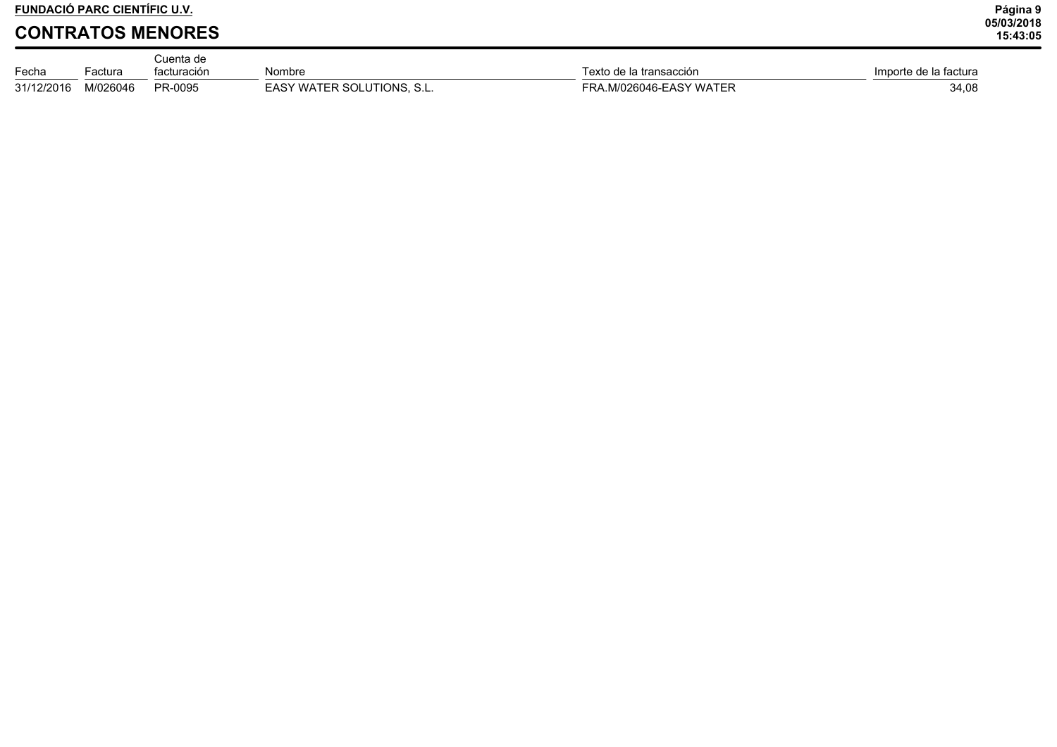**FUNDACIÓ PARC CIENTÍFIC U.V.**

# CONTRATOS MENORES

| Fecha | Factura | Cuenta de facturación | Nombre | Texto de la transacción | Importe de la factura |
|---|---|---|---|---|---|
| 31/12/2016 | M/026046 | PR-0095 | EASY WATER SOLUTIONS, S.L. | FRA.M/026046-EASY WATER | 34,08 |